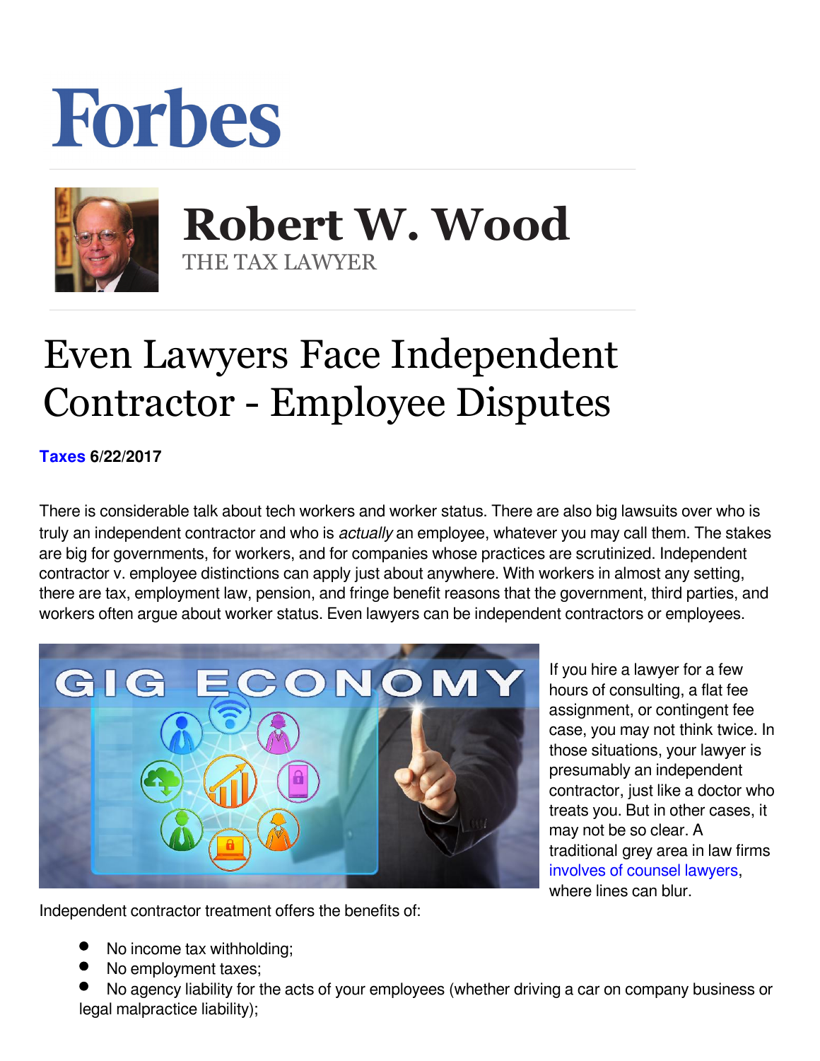Forbes

# Robert W. Wood

THE TAX LAWYER

# Even Lawyers Face Independent Contractor - Employee Disputes

**Taxes 6/22/2017**

There is considerable talk about tech workers and worker status. There are also big lawsuits over who is truly an independent contractor and who is *actually* an employee, whatever you may call them. The stakes are big for governments, for workers, and for companies whose practices are scrutinized. Independent contractor v. employee distinctions can apply just about anywhere. With workers in almost any setting, there are tax, employment law, pension, and fringe benefit reasons that the government, third parties, and workers often argue about worker status. Even lawyers can be independent contractors or employees.

If you hire a lawyer for a few hours of consulting, a flat fee assignment, or contingent fee case, you may not think twice. In those situations, your lawyer is presumably an independent contractor, just like a doctor who treats you. But in other cases, it may not be so clear. A traditional grey area in law firms involves of counsel lawyers, where lines can blur.

Independent contractor treatment offers the benefits of:

- No income tax withholding;
- No employment taxes;
- No agency liability for the acts of your employees (whether driving a car on company business or legal malpractice liability);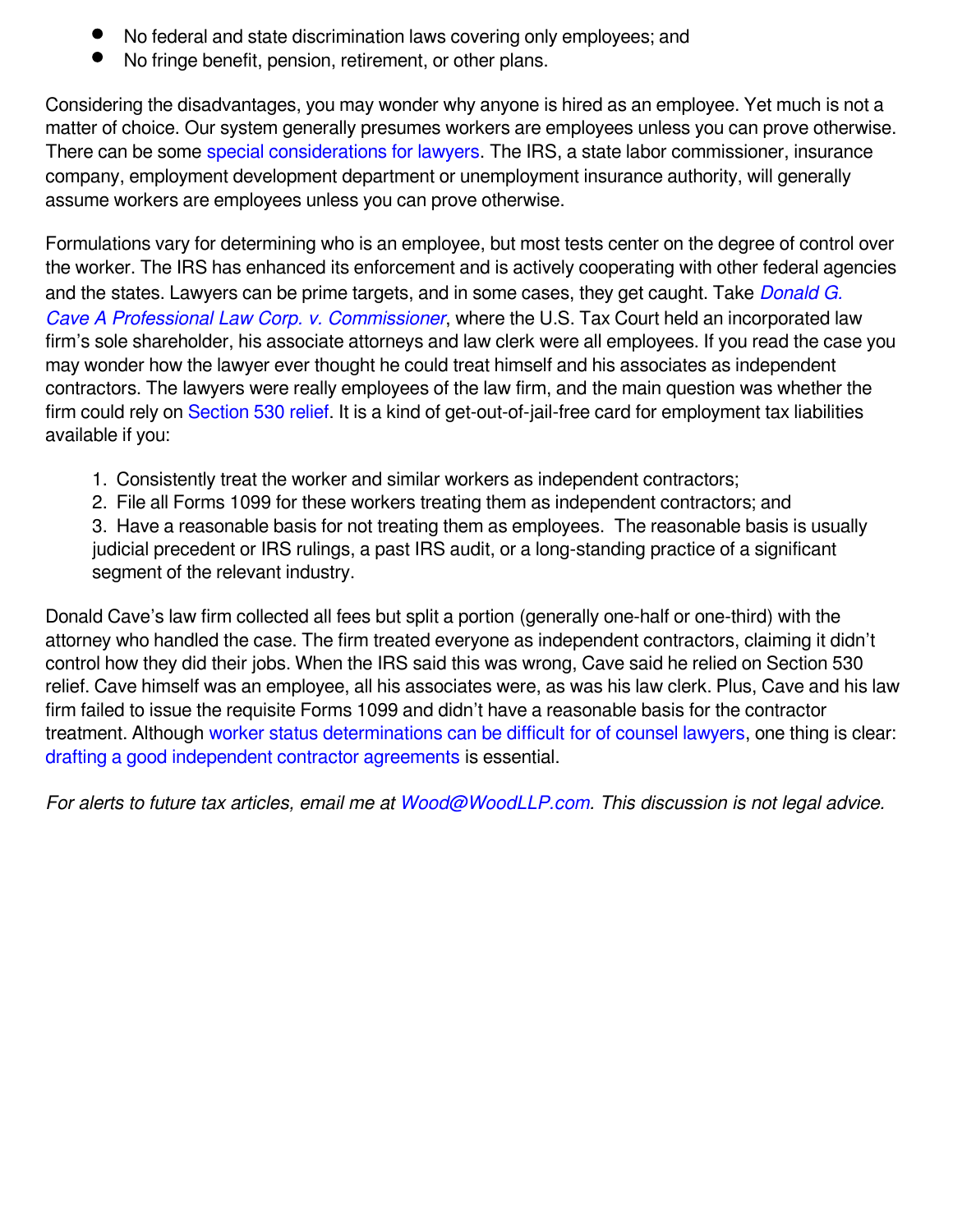- No federal and state discrimination laws covering only employees; and
- No fringe benefit, pension, retirement, or other plans.

Considering the disadvantages, you may wonder why anyone is hired as an employee. Yet much is not a matter of choice. Our system generally presumes workers are employees unless you can prove otherwise. There can be some special considerations for lawyers. The IRS, a state labor commissioner, insurance company, employment development department or unemployment insurance authority, will generally assume workers are employees unless you can prove otherwise.

Formulations vary for determining who is an employee, but most tests center on the degree of control over the worker. The IRS has enhanced its enforcement and is actively cooperating with other federal agencies and the states. Lawyers can be prime targets, and in some cases, they get caught. Take *Donald G. Cave A Professional Law Corp. v. Commissioner*, where the U.S. Tax Court held an incorporated law firm's sole shareholder, his associate attorneys and law clerk were all employees. If you read the case you may wonder how the lawyer ever thought he could treat himself and his associates as independent contractors. The lawyers were really employees of the law firm, and the main question was whether the firm could rely on Section 530 relief. It is a kind of get-out-of-jail-free card for employment tax liabilities available if you:

1. Consistently treat the worker and similar workers as independent contractors;
2. File all Forms 1099 for these workers treating them as independent contractors; and
3. Have a reasonable basis for not treating them as employees. The reasonable basis is usually judicial precedent or IRS rulings, a past IRS audit, or a long-standing practice of a significant segment of the relevant industry.

Donald Cave's law firm collected all fees but split a portion (generally one-half or one-third) with the attorney who handled the case. The firm treated everyone as independent contractors, claiming it didn't control how they did their jobs. When the IRS said this was wrong, Cave said he relied on Section 530 relief. Cave himself was an employee, all his associates were, as was his law clerk. Plus, Cave and his law firm failed to issue the requisite Forms 1099 and didn't have a reasonable basis for the contractor treatment. Although worker status determinations can be difficult for of counsel lawyers, one thing is clear: drafting a good independent contractor agreements is essential.

*For alerts to future tax articles, email me at Wood@WoodLLP.com. This discussion is not legal advice.*